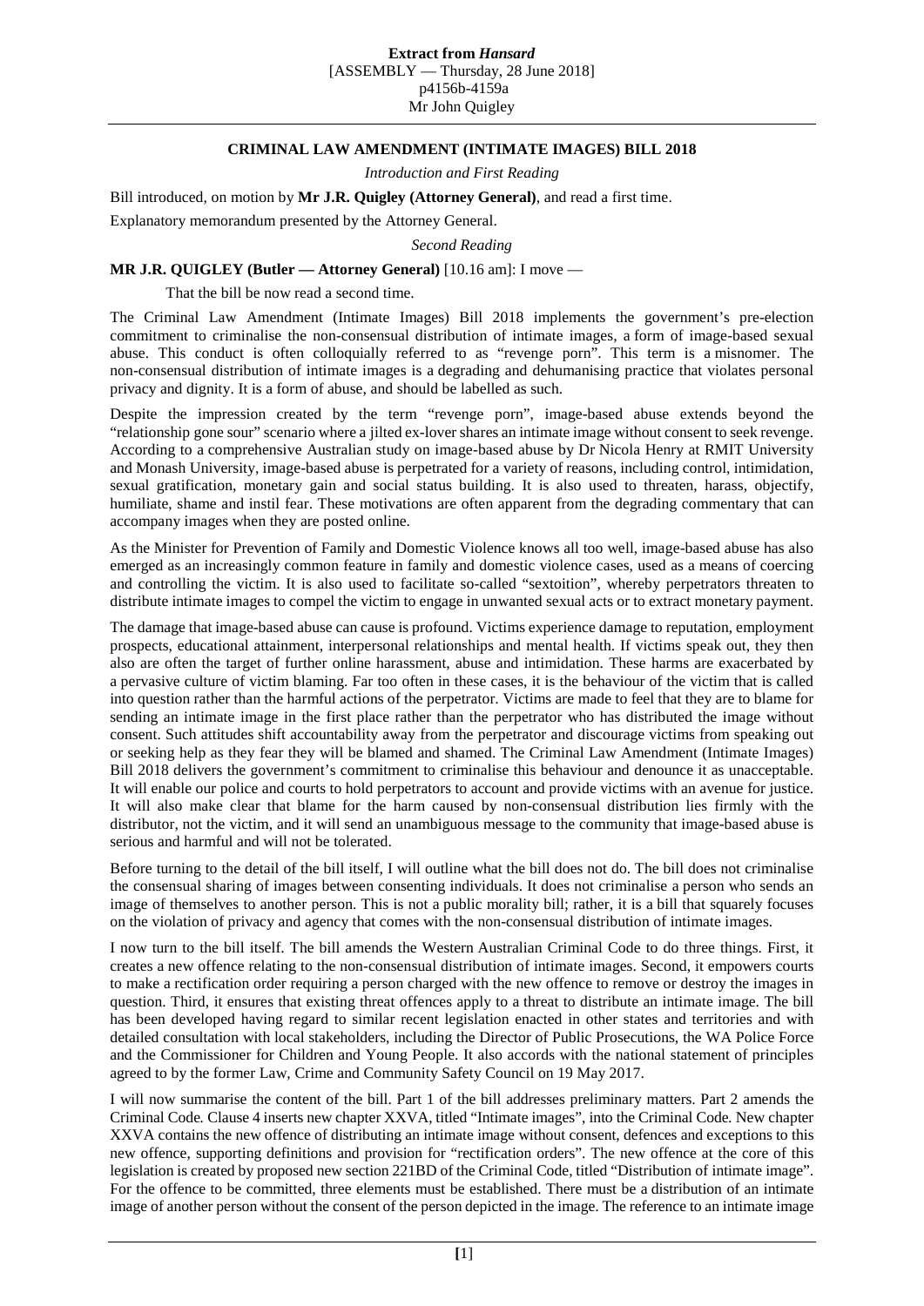**Extract from *Hansard***
[ASSEMBLY — Thursday, 28 June 2018]
p4156b-4159a
Mr John Quigley

## CRIMINAL LAW AMENDMENT (INTIMATE IMAGES) BILL 2018

*Introduction and First Reading*

Bill introduced, on motion by **Mr J.R. Quigley (Attorney General)**, and read a first time.

Explanatory memorandum presented by the Attorney General.

*Second Reading*

**MR J.R. QUIGLEY (Butler — Attorney General)** [10.16 am]: I move —

> That the bill be now read a second time.

The Criminal Law Amendment (Intimate Images) Bill 2018 implements the government's pre-election commitment to criminalise the non-consensual distribution of intimate images, a form of image-based sexual abuse. This conduct is often colloquially referred to as "revenge porn". This term is a misnomer. The non-consensual distribution of intimate images is a degrading and dehumanising practice that violates personal privacy and dignity. It is a form of abuse, and should be labelled as such.

Despite the impression created by the term "revenge porn", image-based abuse extends beyond the "relationship gone sour" scenario where a jilted ex-lover shares an intimate image without consent to seek revenge. According to a comprehensive Australian study on image-based abuse by Dr Nicola Henry at RMIT University and Monash University, image-based abuse is perpetrated for a variety of reasons, including control, intimidation, sexual gratification, monetary gain and social status building. It is also used to threaten, harass, objectify, humiliate, shame and instil fear. These motivations are often apparent from the degrading commentary that can accompany images when they are posted online.

As the Minister for Prevention of Family and Domestic Violence knows all too well, image-based abuse has also emerged as an increasingly common feature in family and domestic violence cases, used as a means of coercing and controlling the victim. It is also used to facilitate so-called "sextoition", whereby perpetrators threaten to distribute intimate images to compel the victim to engage in unwanted sexual acts or to extract monetary payment.

The damage that image-based abuse can cause is profound. Victims experience damage to reputation, employment prospects, educational attainment, interpersonal relationships and mental health. If victims speak out, they then also are often the target of further online harassment, abuse and intimidation. These harms are exacerbated by a pervasive culture of victim blaming. Far too often in these cases, it is the behaviour of the victim that is called into question rather than the harmful actions of the perpetrator. Victims are made to feel that they are to blame for sending an intimate image in the first place rather than the perpetrator who has distributed the image without consent. Such attitudes shift accountability away from the perpetrator and discourage victims from speaking out or seeking help as they fear they will be blamed and shamed. The Criminal Law Amendment (Intimate Images) Bill 2018 delivers the government's commitment to criminalise this behaviour and denounce it as unacceptable. It will enable our police and courts to hold perpetrators to account and provide victims with an avenue for justice. It will also make clear that blame for the harm caused by non-consensual distribution lies firmly with the distributor, not the victim, and it will send an unambiguous message to the community that image-based abuse is serious and harmful and will not be tolerated.

Before turning to the detail of the bill itself, I will outline what the bill does not do. The bill does not criminalise the consensual sharing of images between consenting individuals. It does not criminalise a person who sends an image of themselves to another person. This is not a public morality bill; rather, it is a bill that squarely focuses on the violation of privacy and agency that comes with the non-consensual distribution of intimate images.

I now turn to the bill itself. The bill amends the Western Australian Criminal Code to do three things. First, it creates a new offence relating to the non-consensual distribution of intimate images. Second, it empowers courts to make a rectification order requiring a person charged with the new offence to remove or destroy the images in question. Third, it ensures that existing threat offences apply to a threat to distribute an intimate image. The bill has been developed having regard to similar recent legislation enacted in other states and territories and with detailed consultation with local stakeholders, including the Director of Public Prosecutions, the WA Police Force and the Commissioner for Children and Young People. It also accords with the national statement of principles agreed to by the former Law, Crime and Community Safety Council on 19 May 2017.

I will now summarise the content of the bill. Part 1 of the bill addresses preliminary matters. Part 2 amends the Criminal Code. Clause 4 inserts new chapter XXVA, titled "Intimate images", into the Criminal Code. New chapter XXVA contains the new offence of distributing an intimate image without consent, defences and exceptions to this new offence, supporting definitions and provision for "rectification orders". The new offence at the core of this legislation is created by proposed new section 221BD of the Criminal Code, titled "Distribution of intimate image". For the offence to be committed, three elements must be established. There must be a distribution of an intimate image of another person without the consent of the person depicted in the image. The reference to an intimate image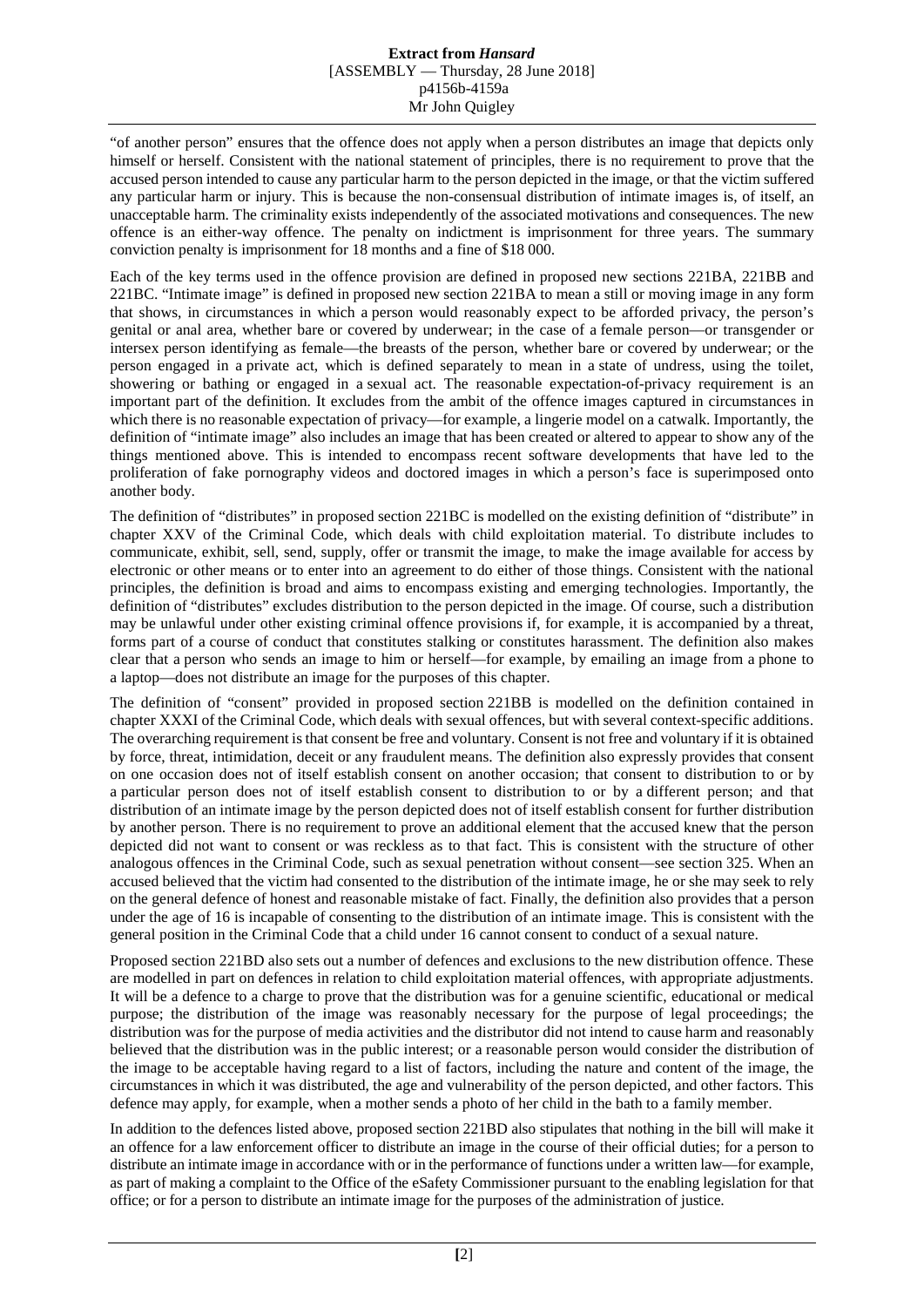"of another person" ensures that the offence does not apply when a person distributes an image that depicts only himself or herself. Consistent with the national statement of principles, there is no requirement to prove that the accused person intended to cause any particular harm to the person depicted in the image, or that the victim suffered any particular harm or injury. This is because the non-consensual distribution of intimate images is, of itself, an unacceptable harm. The criminality exists independently of the associated motivations and consequences. The new offence is an either-way offence. The penalty on indictment is imprisonment for three years. The summary conviction penalty is imprisonment for 18 months and a fine of $18 000.

Each of the key terms used in the offence provision are defined in proposed new sections 221BA, 221BB and 221BC. "Intimate image" is defined in proposed new section 221BA to mean a still or moving image in any form that shows, in circumstances in which a person would reasonably expect to be afforded privacy, the person's genital or anal area, whether bare or covered by underwear; in the case of a female person—or transgender or intersex person identifying as female—the breasts of the person, whether bare or covered by underwear; or the person engaged in a private act, which is defined separately to mean in a state of undress, using the toilet, showering or bathing or engaged in a sexual act. The reasonable expectation-of-privacy requirement is an important part of the definition. It excludes from the ambit of the offence images captured in circumstances in which there is no reasonable expectation of privacy—for example, a lingerie model on a catwalk. Importantly, the definition of "intimate image" also includes an image that has been created or altered to appear to show any of the things mentioned above. This is intended to encompass recent software developments that have led to the proliferation of fake pornography videos and doctored images in which a person's face is superimposed onto another body.

The definition of "distributes" in proposed section 221BC is modelled on the existing definition of "distribute" in chapter XXV of the Criminal Code, which deals with child exploitation material. To distribute includes to communicate, exhibit, sell, send, supply, offer or transmit the image, to make the image available for access by electronic or other means or to enter into an agreement to do either of those things. Consistent with the national principles, the definition is broad and aims to encompass existing and emerging technologies. Importantly, the definition of "distributes" excludes distribution to the person depicted in the image. Of course, such a distribution may be unlawful under other existing criminal offence provisions if, for example, it is accompanied by a threat, forms part of a course of conduct that constitutes stalking or constitutes harassment. The definition also makes clear that a person who sends an image to him or herself—for example, by emailing an image from a phone to a laptop—does not distribute an image for the purposes of this chapter.

The definition of "consent" provided in proposed section 221BB is modelled on the definition contained in chapter XXXI of the Criminal Code, which deals with sexual offences, but with several context-specific additions. The overarching requirement is that consent be free and voluntary. Consent is not free and voluntary if it is obtained by force, threat, intimidation, deceit or any fraudulent means. The definition also expressly provides that consent on one occasion does not of itself establish consent on another occasion; that consent to distribution to or by a particular person does not of itself establish consent to distribution to or by a different person; and that distribution of an intimate image by the person depicted does not of itself establish consent for further distribution by another person. There is no requirement to prove an additional element that the accused knew that the person depicted did not want to consent or was reckless as to that fact. This is consistent with the structure of other analogous offences in the Criminal Code, such as sexual penetration without consent—see section 325. When an accused believed that the victim had consented to the distribution of the intimate image, he or she may seek to rely on the general defence of honest and reasonable mistake of fact. Finally, the definition also provides that a person under the age of 16 is incapable of consenting to the distribution of an intimate image. This is consistent with the general position in the Criminal Code that a child under 16 cannot consent to conduct of a sexual nature.

Proposed section 221BD also sets out a number of defences and exclusions to the new distribution offence. These are modelled in part on defences in relation to child exploitation material offences, with appropriate adjustments. It will be a defence to a charge to prove that the distribution was for a genuine scientific, educational or medical purpose; the distribution of the image was reasonably necessary for the purpose of legal proceedings; the distribution was for the purpose of media activities and the distributor did not intend to cause harm and reasonably believed that the distribution was in the public interest; or a reasonable person would consider the distribution of the image to be acceptable having regard to a list of factors, including the nature and content of the image, the circumstances in which it was distributed, the age and vulnerability of the person depicted, and other factors. This defence may apply, for example, when a mother sends a photo of her child in the bath to a family member.

In addition to the defences listed above, proposed section 221BD also stipulates that nothing in the bill will make it an offence for a law enforcement officer to distribute an image in the course of their official duties; for a person to distribute an intimate image in accordance with or in the performance of functions under a written law—for example, as part of making a complaint to the Office of the eSafety Commissioner pursuant to the enabling legislation for that office; or for a person to distribute an intimate image for the purposes of the administration of justice.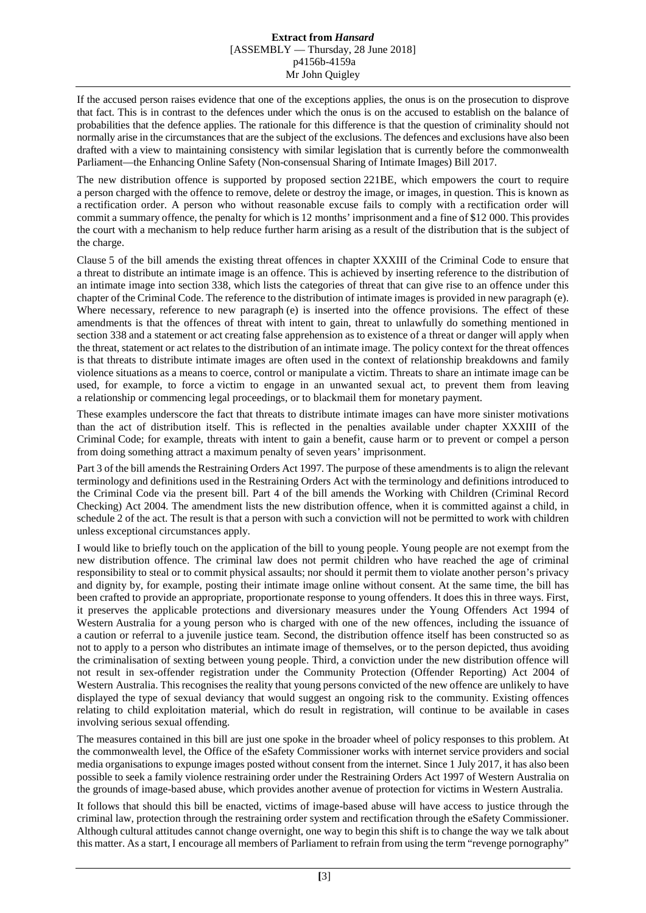If the accused person raises evidence that one of the exceptions applies, the onus is on the prosecution to disprove that fact. This is in contrast to the defences under which the onus is on the accused to establish on the balance of probabilities that the defence applies. The rationale for this difference is that the question of criminality should not normally arise in the circumstances that are the subject of the exclusions. The defences and exclusions have also been drafted with a view to maintaining consistency with similar legislation that is currently before the commonwealth Parliament—the Enhancing Online Safety (Non-consensual Sharing of Intimate Images) Bill 2017.

The new distribution offence is supported by proposed section 221BE, which empowers the court to require a person charged with the offence to remove, delete or destroy the image, or images, in question. This is known as a rectification order. A person who without reasonable excuse fails to comply with a rectification order will commit a summary offence, the penalty for which is 12 months' imprisonment and a fine of $12 000. This provides the court with a mechanism to help reduce further harm arising as a result of the distribution that is the subject of the charge.

Clause 5 of the bill amends the existing threat offences in chapter XXXIII of the Criminal Code to ensure that a threat to distribute an intimate image is an offence. This is achieved by inserting reference to the distribution of an intimate image into section 338, which lists the categories of threat that can give rise to an offence under this chapter of the Criminal Code. The reference to the distribution of intimate images is provided in new paragraph (e). Where necessary, reference to new paragraph (e) is inserted into the offence provisions. The effect of these amendments is that the offences of threat with intent to gain, threat to unlawfully do something mentioned in section 338 and a statement or act creating false apprehension as to existence of a threat or danger will apply when the threat, statement or act relates to the distribution of an intimate image. The policy context for the threat offences is that threats to distribute intimate images are often used in the context of relationship breakdowns and family violence situations as a means to coerce, control or manipulate a victim. Threats to share an intimate image can be used, for example, to force a victim to engage in an unwanted sexual act, to prevent them from leaving a relationship or commencing legal proceedings, or to blackmail them for monetary payment.

These examples underscore the fact that threats to distribute intimate images can have more sinister motivations than the act of distribution itself. This is reflected in the penalties available under chapter XXXIII of the Criminal Code; for example, threats with intent to gain a benefit, cause harm or to prevent or compel a person from doing something attract a maximum penalty of seven years' imprisonment.

Part 3 of the bill amends the Restraining Orders Act 1997. The purpose of these amendments is to align the relevant terminology and definitions used in the Restraining Orders Act with the terminology and definitions introduced to the Criminal Code via the present bill. Part 4 of the bill amends the Working with Children (Criminal Record Checking) Act 2004. The amendment lists the new distribution offence, when it is committed against a child, in schedule 2 of the act. The result is that a person with such a conviction will not be permitted to work with children unless exceptional circumstances apply.

I would like to briefly touch on the application of the bill to young people. Young people are not exempt from the new distribution offence. The criminal law does not permit children who have reached the age of criminal responsibility to steal or to commit physical assaults; nor should it permit them to violate another person's privacy and dignity by, for example, posting their intimate image online without consent. At the same time, the bill has been crafted to provide an appropriate, proportionate response to young offenders. It does this in three ways. First, it preserves the applicable protections and diversionary measures under the Young Offenders Act 1994 of Western Australia for a young person who is charged with one of the new offences, including the issuance of a caution or referral to a juvenile justice team. Second, the distribution offence itself has been constructed so as not to apply to a person who distributes an intimate image of themselves, or to the person depicted, thus avoiding the criminalisation of sexting between young people. Third, a conviction under the new distribution offence will not result in sex-offender registration under the Community Protection (Offender Reporting) Act 2004 of Western Australia. This recognises the reality that young persons convicted of the new offence are unlikely to have displayed the type of sexual deviancy that would suggest an ongoing risk to the community. Existing offences relating to child exploitation material, which do result in registration, will continue to be available in cases involving serious sexual offending.

The measures contained in this bill are just one spoke in the broader wheel of policy responses to this problem. At the commonwealth level, the Office of the eSafety Commissioner works with internet service providers and social media organisations to expunge images posted without consent from the internet. Since 1 July 2017, it has also been possible to seek a family violence restraining order under the Restraining Orders Act 1997 of Western Australia on the grounds of image-based abuse, which provides another avenue of protection for victims in Western Australia.

It follows that should this bill be enacted, victims of image-based abuse will have access to justice through the criminal law, protection through the restraining order system and rectification through the eSafety Commissioner. Although cultural attitudes cannot change overnight, one way to begin this shift is to change the way we talk about this matter. As a start, I encourage all members of Parliament to refrain from using the term "revenge pornography"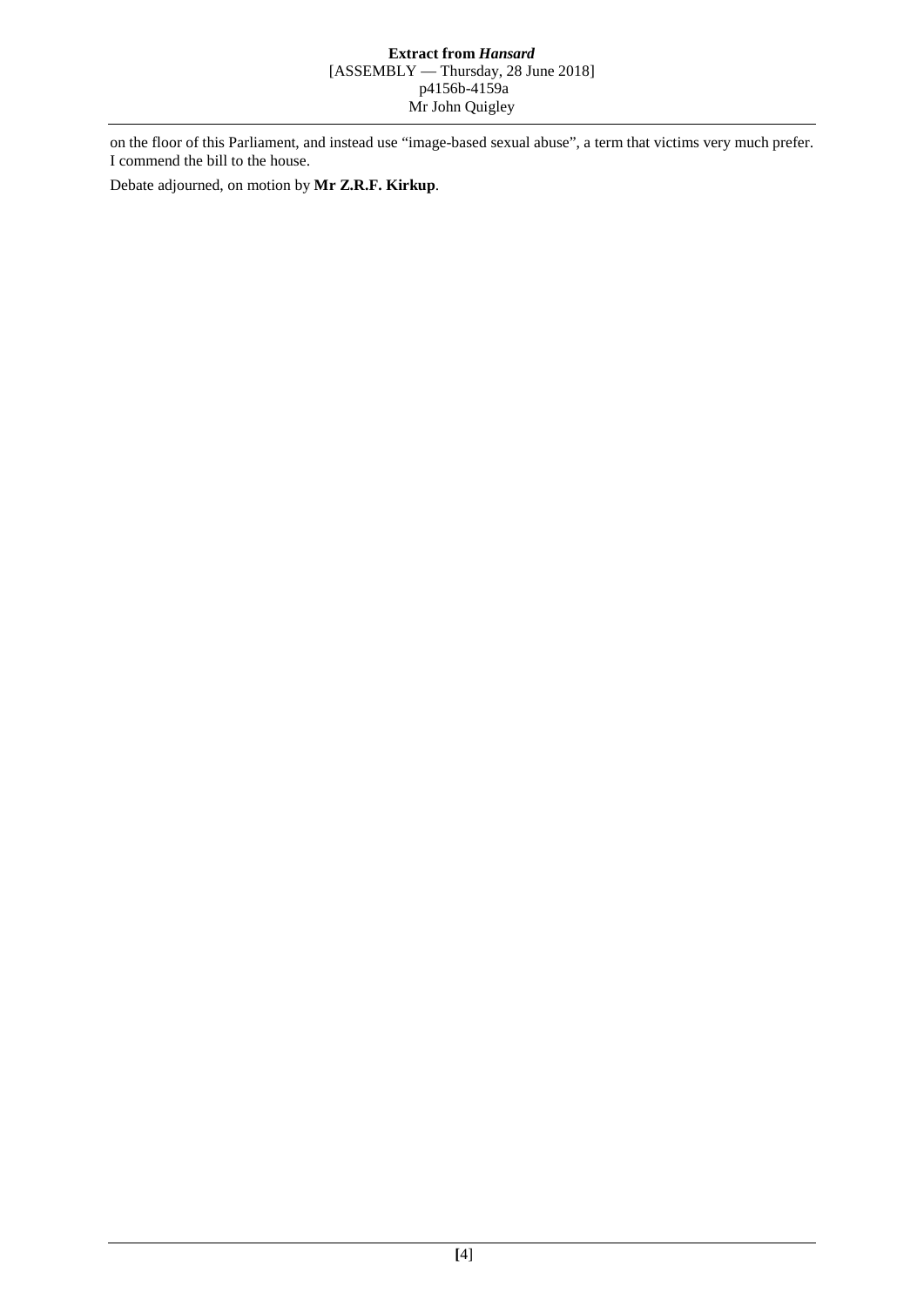on the floor of this Parliament, and instead use "image-based sexual abuse", a term that victims very much prefer. I commend the bill to the house.

Debate adjourned, on motion by **Mr Z.R.F. Kirkup**.